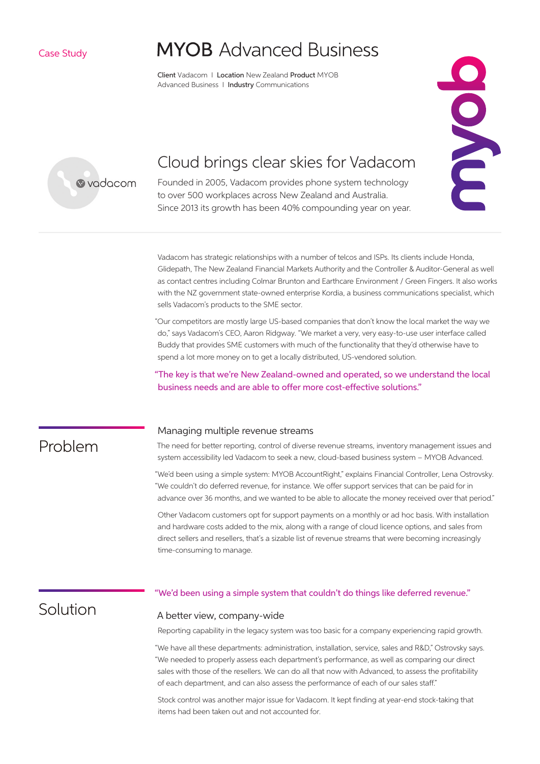Case Study

# MYOB Advanced Business

**Client** Vadacom | **Location** New Zealand **Product** MYOB Advanced Business | **Industry** Communications

vadacom

## Cloud brings clear skies for Vadacom

Founded in 2005, Vadacom provides phone system technology to over 500 workplaces across New Zealand and Australia. Since 2013 its growth has been 40% compounding year on year.

Vadacom has strategic relationships with a number of telcos and ISPs. Its clients include Honda, Glidepath, The New Zealand Financial Markets Authority and the Controller & Auditor-General as well as contact centres including Colmar Brunton and Earthcare Environment / Green Fingers. It also works with the NZ government state-owned enterprise Kordia, a business communications specialist, which sells Vadacom's products to the SME sector.

"Our competitors are mostly large US-based companies that don't know the local market the way we do," says Vadacom's CEO, Aaron Ridgway. "We market a very, very easy-to-use user interface called Buddy that provides SME customers with much of the functionality that they'd otherwise have to spend a lot more money on to get a locally distributed, US-vendored solution.

"The key is that we're New Zealand-owned and operated, so we understand the local business needs and are able to offer more cost-effective solutions."

## Problem

### Managing multiple revenue streams

The need for better reporting, control of diverse revenue streams, inventory management issues and system accessibility led Vadacom to seek a new, cloud-based business system – MYOB Advanced.

"We'd been using a simple system: MYOB AccountRight," explains Financial Controller, Lena Ostrovsky. "We couldn't do deferred revenue, for instance. We offer support services that can be paid for in advance over 36 months, and we wanted to be able to allocate the money received over that period."

Other Vadacom customers opt for support payments on a monthly or ad hoc basis. With installation and hardware costs added to the mix, along with a range of cloud licence options, and sales from direct sellers and resellers, that's a sizable list of revenue streams that were becoming increasingly time-consuming to manage.

## Solution

"We'd been using a simple system that couldn't do things like deferred revenue."

### A better view, company-wide

Reporting capability in the legacy system was too basic for a company experiencing rapid growth.

"We have all these departments: administration, installation, service, sales and R&D," Ostrovsky says. "We needed to properly assess each department's performance, as well as comparing our direct sales with those of the resellers. We can do all that now with Advanced, to assess the profitability of each department, and can also assess the performance of each of our sales staff."

Stock control was another major issue for Vadacom. It kept finding at year-end stock-taking that items had been taken out and not accounted for.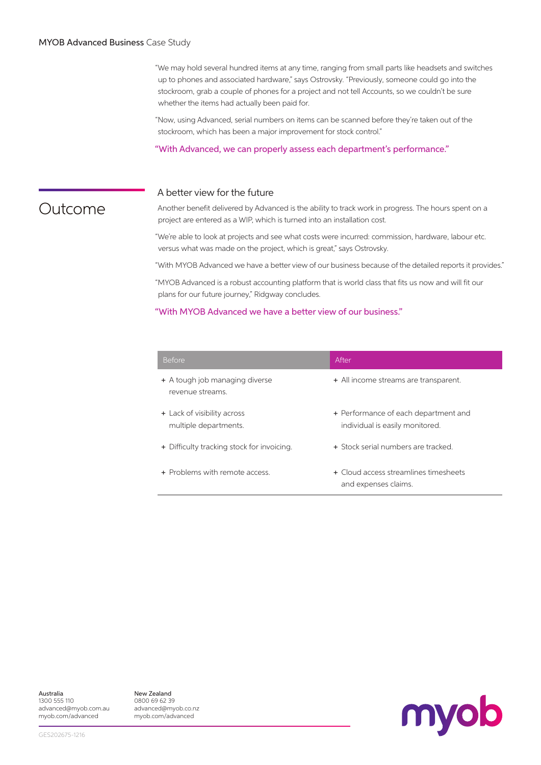"We may hold several hundred items at any time, ranging from small parts like headsets and switches up to phones and associated hardware," says Ostrovsky. "Previously, someone could go into the stockroom, grab a couple of phones for a project and not tell Accounts, so we couldn't be sure whether the items had actually been paid for.

"Now, using Advanced, serial numbers on items can be scanned before they're taken out of the stockroom, which has been a major improvement for stock control."

"With Advanced, we can properly assess each department's performance."

## Outcome

### A better view for the future

Another benefit delivered by Advanced is the ability to track work in progress. The hours spent on a project are entered as a WIP, which is turned into an installation cost.

"We're able to look at projects and see what costs were incurred: commission, hardware, labour etc. versus what was made on the project, which is great," says Ostrovsky.

"With MYOB Advanced we have a better view of our business because of the detailed reports it provides."

"MYOB Advanced is a robust accounting platform that is world class that fits us now and will fit our plans for our future journey," Ridgway concludes.

"With MYOB Advanced we have a better view of our business."

| Before | After |
|---|---|
| + A tough job managing diverse revenue streams. | + All income streams are transparent. |
| + Lack of visibility across multiple departments. | + Performance of each department and individual is easily monitored. |
| + Difficulty tracking stock for invoicing. | + Stock serial numbers are tracked. |
| + Problems with remote access. | + Cloud access streamlines timesheets and expenses claims. |

**Australia**
1300 555 110
advanced@myob.com.au
myob.com/advanced

**New Zealand**
0800 69 62 39
advanced@myob.co.nz
myob.com/advanced

GES202675-1216